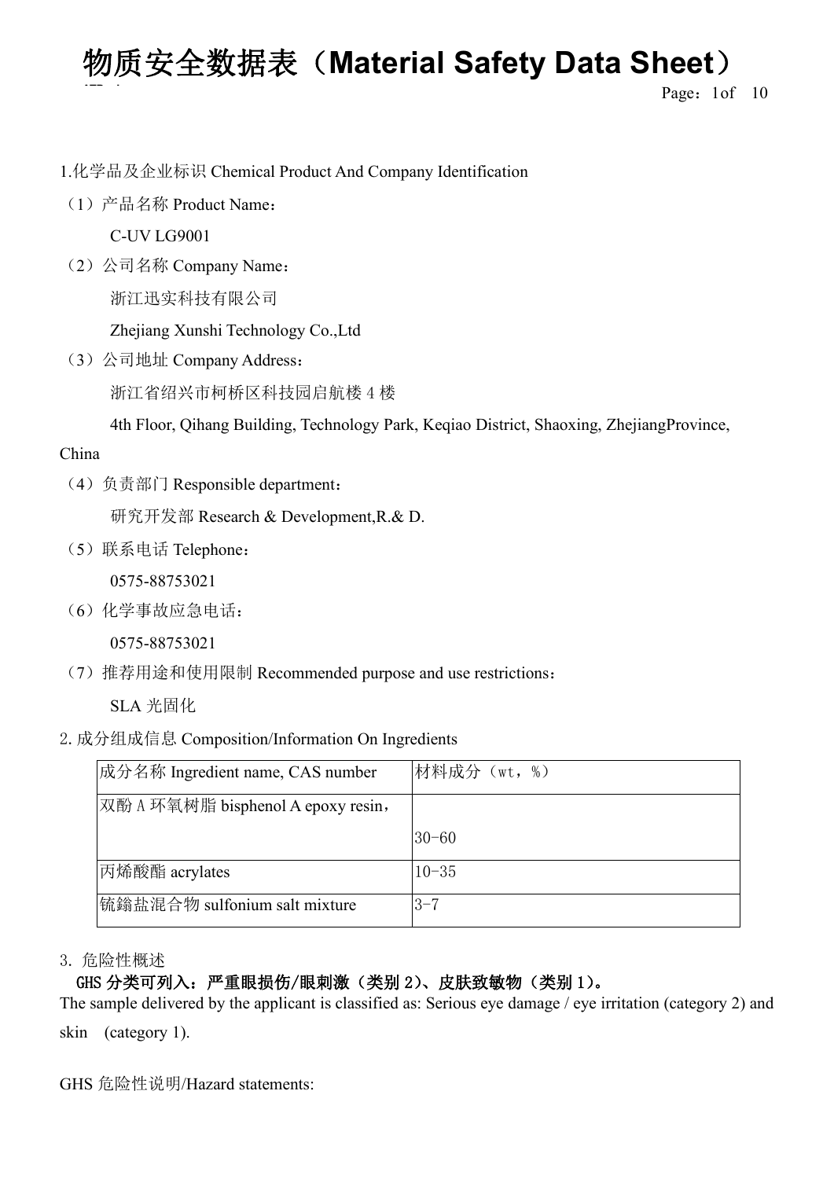# 物质安全数据表（Material Safety Data Sheet）

1.化学品及企业标识 Chemical Product And Company Identification

（1）产品名称 Product Name：

C-UV LG9001

（2）公司名称 Company Name：

浙江迅实科技有限公司

Zhejiang Xunshi Technology Co.,Ltd

（3）公司地址 Company Address：

浙江省绍兴市柯桥区科技园启航楼 4 楼

4th Floor, Qihang Building, Technology Park, Keqiao District, Shaoxing, ZhejiangProvince, China

（4）负责部门 Responsible department：

研究开发部 Research & Development,R.& D.

（5）联系电话 Telephone：

0575-88753021

（6）化学事故应急电话：

0575-88753021

（7）推荐用途和使用限制 Recommended purpose and use restrictions：

SLA 光固化

2. 成分组成信息 Composition/Information On Ingredients

| 成分名称 Ingredient name, CAS number | 材料成分（wt，%） |
| --- | --- |
| 双酚 A 环氧树脂 bisphenol A epoxy resin， | 30-60 |
| 丙烯酸酯 acrylates | 10-35 |
| 锍鎓盐混合物 sulfonium salt mixture | 3-7 |

3. 危险性概述

**GHS 分类可列入：严重眼损伤/眼刺激（类别 2）、皮肤致敏物（类别 1）。**

The sample delivered by the applicant is classified as: Serious eye damage / eye irritation (category 2) and skin (category 1).

GHS 危险性说明/Hazard statements: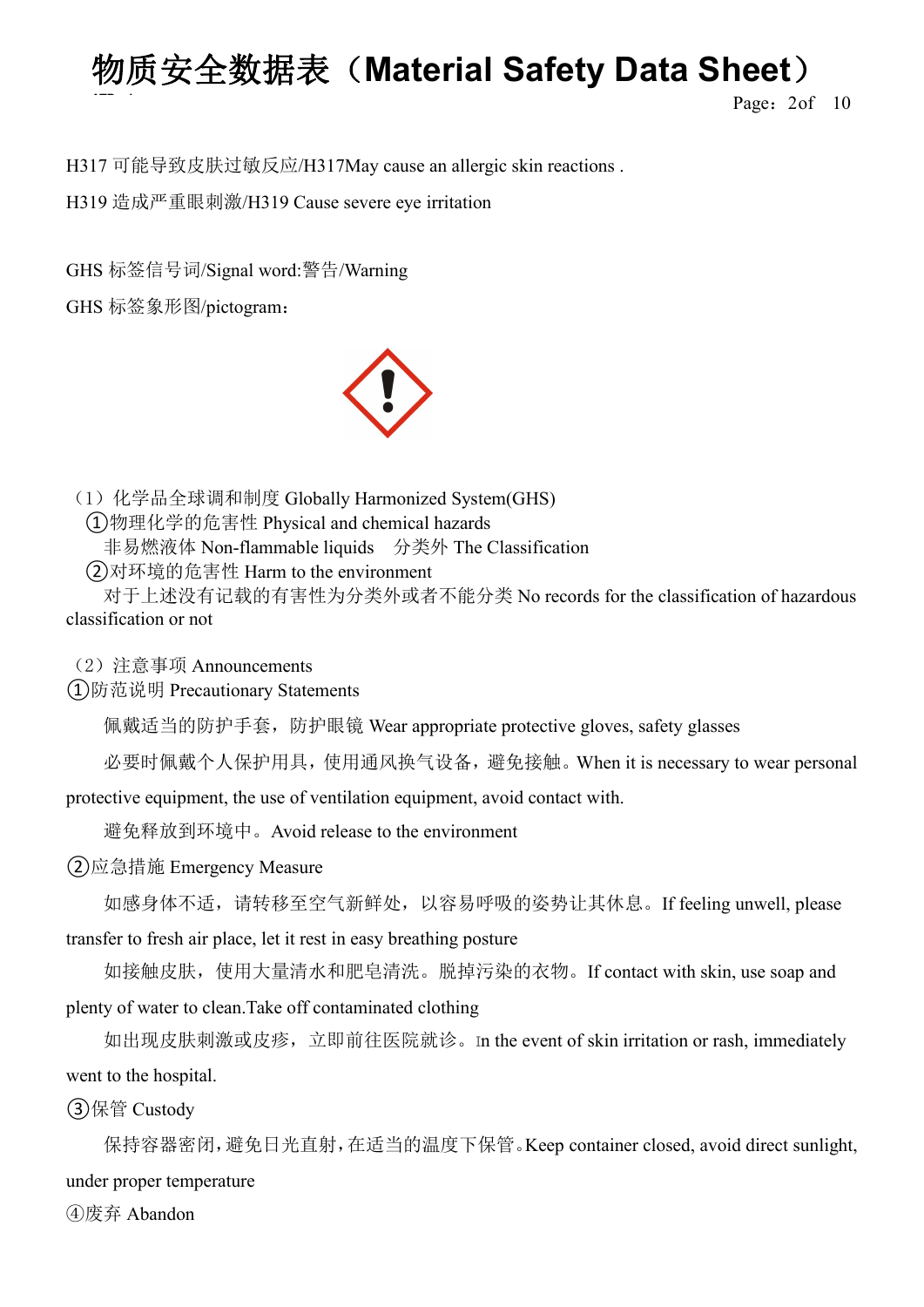H317 可能导致皮肤过敏反应/H317May cause an allergic skin reactions .

H319 造成严重眼刺激/H319 Cause severe eye irritation

GHS 标签信号词/Signal word:警告/Warning

GHS 标签象形图/pictogram：

（1）化学品全球调和制度 Globally Harmonized System(GHS)

①物理化学的危害性 Physical and chemical hazards

非易燃液体 Non-flammable liquids　分类外 The Classification

②对环境的危害性 Harm to the environment

对于上述没有记载的有害性为分类外或者不能分类 No records for the classification of hazardous classification or not

（2）注意事项 Announcements

①防范说明 Precautionary Statements

佩戴适当的防护手套，防护眼镜 Wear appropriate protective gloves, safety glasses

必要时佩戴个人保护用具，使用通风换气设备，避免接触。When it is necessary to wear personal protective equipment, the use of ventilation equipment, avoid contact with.

避免释放到环境中。Avoid release to the environment

②应急措施 Emergency Measure

如感身体不适，请转移至空气新鲜处，以容易呼吸的姿势让其休息。If feeling unwell, please transfer to fresh air place, let it rest in easy breathing posture

如接触皮肤，使用大量清水和肥皂清洗。脱掉污染的衣物。If contact with skin, use soap and plenty of water to clean.Take off contaminated clothing

如出现皮肤刺激或皮疹，立即前往医院就诊。In the event of skin irritation or rash, immediately went to the hospital.

③保管 Custody

保持容器密闭，避免日光直射，在适当的温度下保管。Keep container closed, avoid direct sunlight, under proper temperature

④废弃 Abandon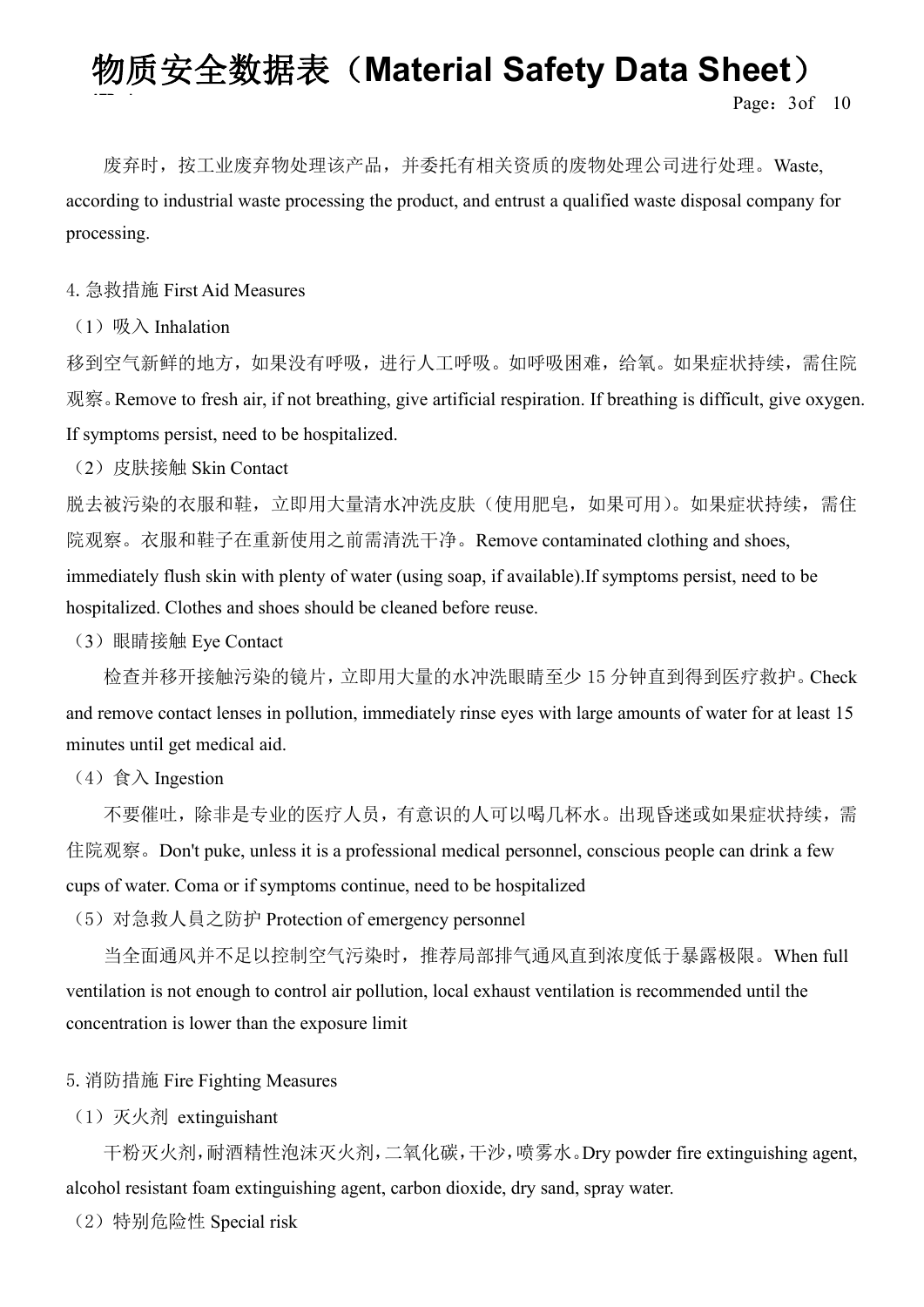废弃时，按工业废弃物处理该产品，并委托有相关资质的废物处理公司进行处理。Waste, according to industrial waste processing the product, and entrust a qualified waste disposal company for processing.

## 4. 急救措施 First Aid Measures

（1）吸入 Inhalation

移到空气新鲜的地方，如果没有呼吸，进行人工呼吸。如呼吸困难，给氧。如果症状持续，需住院观察。Remove to fresh air, if not breathing, give artificial respiration. If breathing is difficult, give oxygen. If symptoms persist, need to be hospitalized.

（2）皮肤接触 Skin Contact

脱去被污染的衣服和鞋，立即用大量清水冲洗皮肤（使用肥皂，如果可用）。如果症状持续，需住院观察。衣服和鞋子在重新使用之前需清洗干净。Remove contaminated clothing and shoes, immediately flush skin with plenty of water (using soap, if available).If symptoms persist, need to be hospitalized. Clothes and shoes should be cleaned before reuse.

（3）眼睛接触 Eye Contact

检查并移开接触污染的镜片，立即用大量的水冲洗眼睛至少 15 分钟直到得到医疗救护。Check and remove contact lenses in pollution, immediately rinse eyes with large amounts of water for at least 15 minutes until get medical aid.

（4）食入 Ingestion

不要催吐，除非是专业的医疗人员，有意识的人可以喝几杯水。出现昏迷或如果症状持续，需住院观察。Don't puke, unless it is a professional medical personnel, conscious people can drink a few cups of water. Coma or if symptoms continue, need to be hospitalized

（5）对急救人員之防护 Protection of emergency personnel

当全面通风并不足以控制空气污染时，推荐局部排气通风直到浓度低于暴露极限。When full ventilation is not enough to control air pollution, local exhaust ventilation is recommended until the concentration is lower than the exposure limit

## 5. 消防措施 Fire Fighting Measures

（1）灭火剂 extinguishant

干粉灭火剂，耐酒精性泡沫灭火剂，二氧化碳，干沙，喷雾水。Dry powder fire extinguishing agent, alcohol resistant foam extinguishing agent, carbon dioxide, dry sand, spray water.

（2）特别危险性 Special risk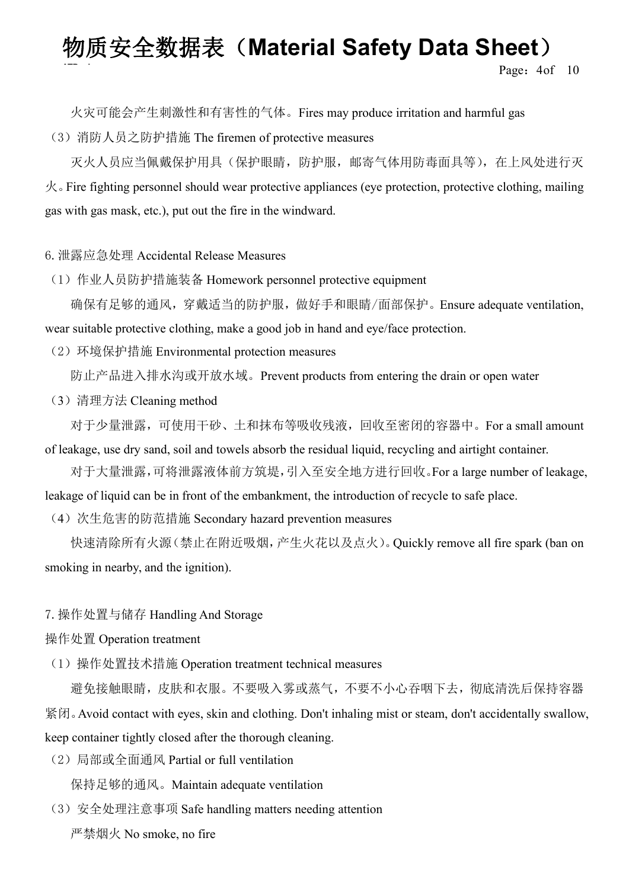火灾可能会产生刺激性和有害性的气体。Fires may produce irritation and harmful gas

（3）消防人员之防护措施 The firemen of protective measures

灭火人员应当佩戴保护用具（保护眼睛，防护服，邮寄气体用防毒面具等），在上风处进行灭火。Fire fighting personnel should wear protective appliances (eye protection, protective clothing, mailing gas with gas mask, etc.), put out the fire in the windward.

## 6. 泄露应急处理 Accidental Release Measures

（1）作业人员防护措施装备 Homework personnel protective equipment

确保有足够的通风，穿戴适当的防护服，做好手和眼睛/面部保护。Ensure adequate ventilation, wear suitable protective clothing, make a good job in hand and eye/face protection.

（2）环境保护措施 Environmental protection measures

防止产品进入排水沟或开放水域。Prevent products from entering the drain or open water

（3）清理方法 Cleaning method

对于少量泄露，可使用干砂、土和抹布等吸收残液，回收至密闭的容器中。For a small amount of leakage, use dry sand, soil and towels absorb the residual liquid, recycling and airtight container.

对于大量泄露，可将泄露液体前方筑堤，引入至安全地方进行回收。For a large number of leakage, leakage of liquid can be in front of the embankment, the introduction of recycle to safe place.

（4）次生危害的防范措施 Secondary hazard prevention measures

快速清除所有火源（禁止在附近吸烟，产生火花以及点火）。Quickly remove all fire spark (ban on smoking in nearby, and the ignition).

## 7. 操作处置与储存 Handling And Storage

操作处置 Operation treatment

（1）操作处置技术措施 Operation treatment technical measures

避免接触眼睛，皮肤和衣服。不要吸入雾或蒸气，不要不小心吞咽下去，彻底清洗后保持容器紧闭。Avoid contact with eyes, skin and clothing. Don't inhaling mist or steam, don't accidentally swallow, keep container tightly closed after the thorough cleaning.

（2）局部或全面通风 Partial or full ventilation

保持足够的通风。Maintain adequate ventilation

（3）安全处理注意事项 Safe handling matters needing attention

严禁烟火 No smoke, no fire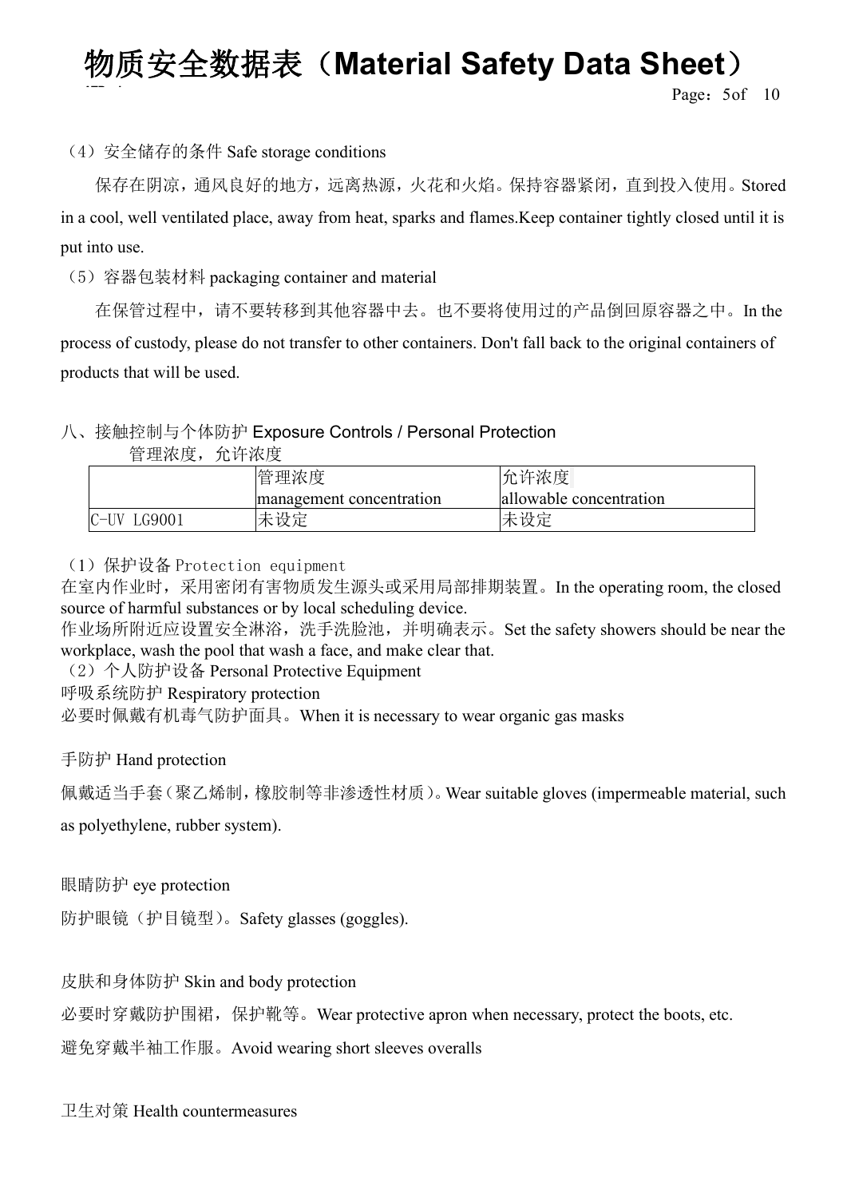（4）安全储存的条件 Safe storage conditions

保存在阴凉，通风良好的地方，远离热源，火花和火焰。保持容器紧闭，直到投入使用。Stored in a cool, well ventilated place, away from heat, sparks and flames.Keep container tightly closed until it is put into use.

（5）容器包装材料 packaging container and material

在保管过程中，请不要转移到其他容器中去。也不要将使用过的产品倒回原容器之中。In the process of custody, please do not transfer to other containers. Don't fall back to the original containers of products that will be used.

## 八、接触控制与个体防护 Exposure Controls / Personal Protection

管理浓度，允许浓度

| | 管理浓度 management concentration | 允许浓度 allowable concentration |
|---|---|---|
| C-UV LG9001 | 未设定 | 未设定 |

（1）保护设备 Protection equipment

在室内作业时，采用密闭有害物质发生源头或采用局部排期装置。In the operating room, the closed source of harmful substances or by local scheduling device.

作业场所附近应设置安全淋浴，洗手洗脸池，并明确表示。Set the safety showers should be near the workplace, wash the pool that wash a face, and make clear that.

（2）个人防护设备 Personal Protective Equipment

呼吸系统防护 Respiratory protection

必要时佩戴有机毒气防护面具。When it is necessary to wear organic gas masks

手防护 Hand protection

佩戴适当手套（聚乙烯制，橡胶制等非渗透性材质）。Wear suitable gloves (impermeable material, such as polyethylene, rubber system).

眼睛防护 eye protection

防护眼镜（护目镜型）。Safety glasses (goggles).

皮肤和身体防护 Skin and body protection

必要时穿戴防护围裙，保护靴等。Wear protective apron when necessary, protect the boots, etc.

避免穿戴半袖工作服。Avoid wearing short sleeves overalls

卫生对策 Health countermeasures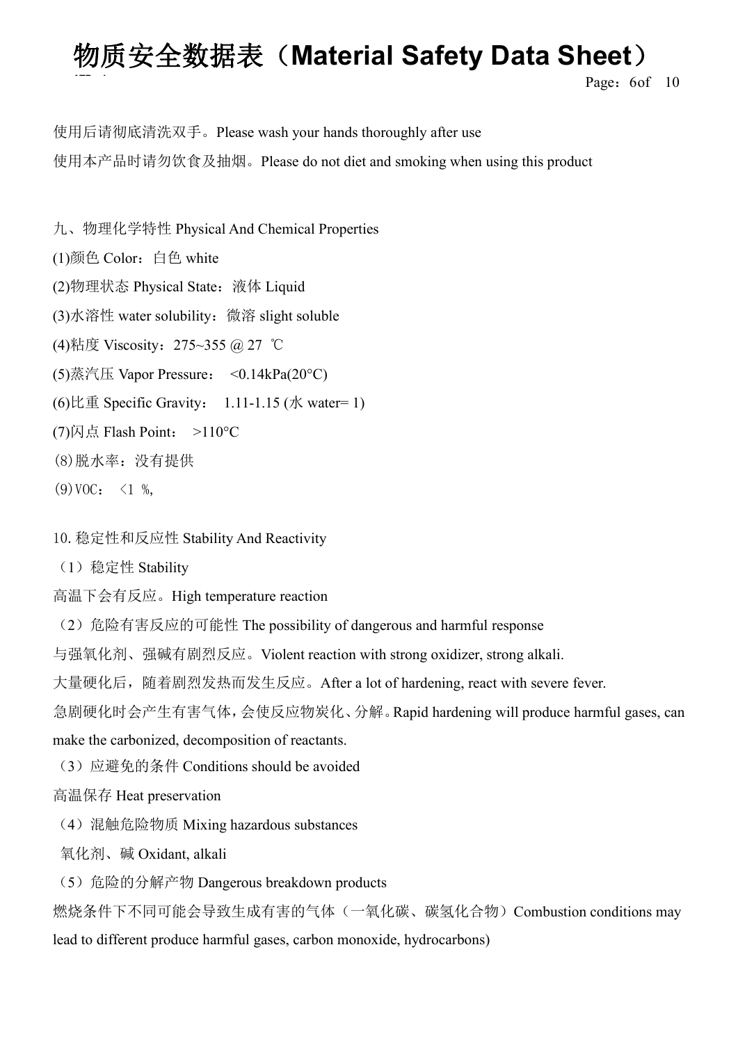使用后请彻底清洗双手。Please wash your hands thoroughly after use

使用本产品时请勿饮食及抽烟。Please do not diet and smoking when using this product

## 九、物理化学特性 Physical And Chemical Properties

(1)颜色 Color：白色 white

(2)物理状态 Physical State：液体 Liquid

(3)水溶性 water solubility：微溶 slight soluble

(4)粘度 Viscosity：275~355 @ 27 ℃

(5)蒸汽压 Vapor Pressure： <0.14kPa(20°C)

(6)比重 Specific Gravity： 1.11-1.15 (水 water= 1)

(7)闪点 Flash Point： >110°C

(8)脱水率：没有提供

(9)VOC： <1 %,

## 10. 稳定性和反应性 Stability And Reactivity

（1）稳定性 Stability

高温下会有反应。High temperature reaction

（2）危险有害反应的可能性 The possibility of dangerous and harmful response

与强氧化剂、强碱有剧烈反应。Violent reaction with strong oxidizer, strong alkali.

大量硬化后，随着剧烈发热而发生反应。After a lot of hardening, react with severe fever.

急剧硬化时会产生有害气体，会使反应物炭化、分解。Rapid hardening will produce harmful gases, can make the carbonized, decomposition of reactants.

（3）应避免的条件 Conditions should be avoided

高温保存 Heat preservation

（4）混触危险物质 Mixing hazardous substances

氧化剂、碱 Oxidant, alkali

（5）危险的分解产物 Dangerous breakdown products

燃烧条件下不同可能会导致生成有害的气体（一氧化碳、碳氢化合物）Combustion conditions may lead to different produce harmful gases, carbon monoxide, hydrocarbons)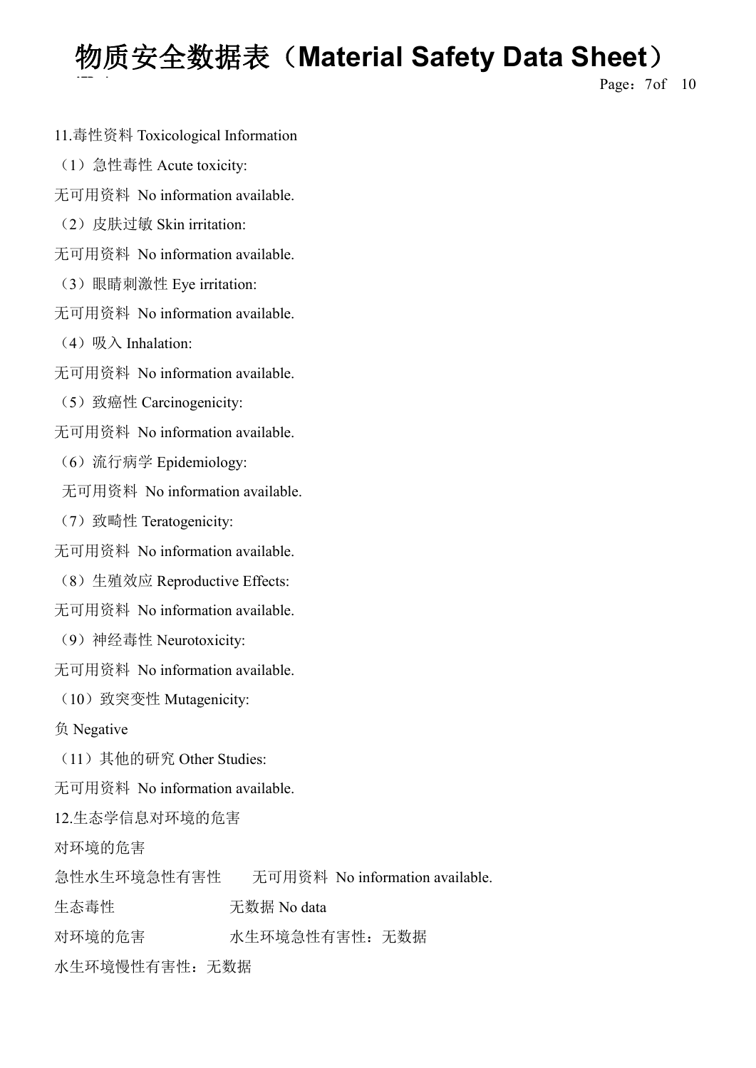## 11.毒性资料 Toxicological Information

（1）急性毒性 Acute toxicity:

无可用资料 No information available.

（2）皮肤过敏 Skin irritation:

无可用资料 No information available.

（3）眼睛刺激性 Eye irritation:

无可用资料 No information available.

（4）吸入 Inhalation:

无可用资料 No information available.

（5）致癌性 Carcinogenicity:

无可用资料 No information available.

（6）流行病学 Epidemiology:

无可用资料 No information available.

（7）致畸性 Teratogenicity:

无可用资料 No information available.

（8）生殖效应 Reproductive Effects:

无可用资料 No information available.

（9）神经毒性 Neurotoxicity:

无可用资料 No information available.

（10）致突变性 Mutagenicity:

负 Negative

（11）其他的研究 Other Studies:

无可用资料 No information available.

## 12.生态学信息对环境的危害

对环境的危害

急性水生环境急性有害性　无可用资料 No information available.

生态毒性　无数据 No data

对环境的危害　水生环境急性有害性：无数据

水生环境慢性有害性：无数据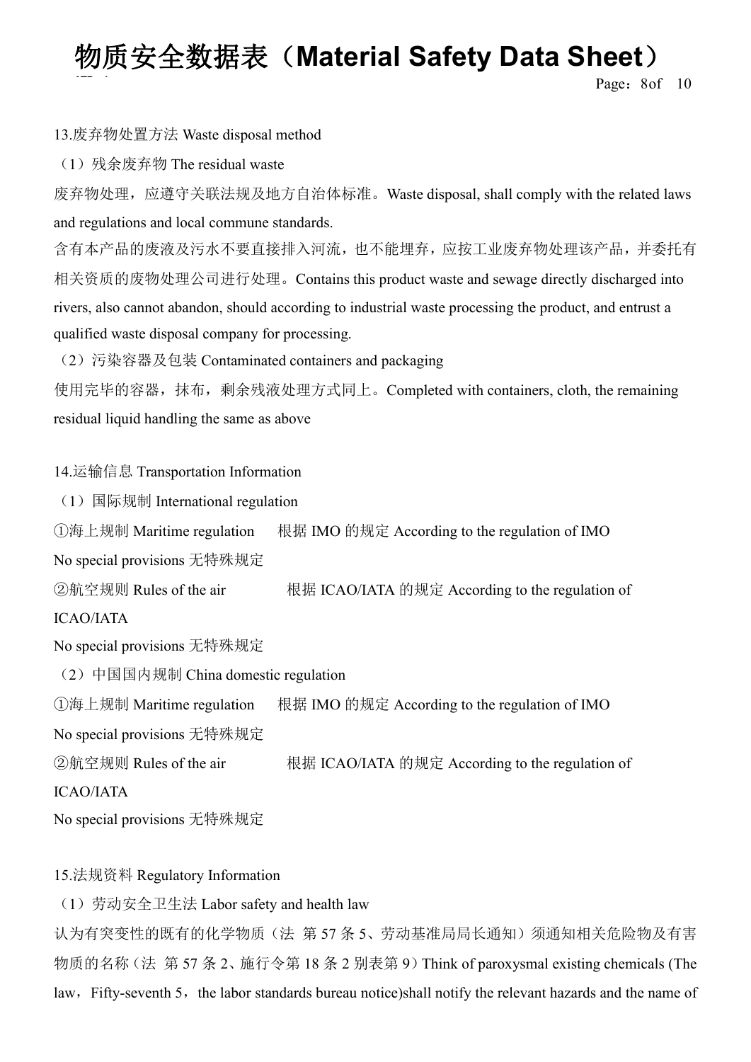## 13.废弃物处置方法 Waste disposal method

（1）残余废弃物 The residual waste

废弃物处理，应遵守关联法规及地方自治体标准。Waste disposal, shall comply with the related laws and regulations and local commune standards.

含有本产品的废液及污水不要直接排入河流，也不能埋弃，应按工业废弃物处理该产品，并委托有相关资质的废物处理公司进行处理。Contains this product waste and sewage directly discharged into rivers, also cannot abandon, should according to industrial waste processing the product, and entrust a qualified waste disposal company for processing.

（2）污染容器及包装 Contaminated containers and packaging

使用完毕的容器，抹布，剩余残液处理方式同上。Completed with containers, cloth, the remaining residual liquid handling the same as above

## 14.运输信息 Transportation Information

（1）国际规制 International regulation

①海上规制 Maritime regulation　根据 IMO 的规定 According to the regulation of IMO

No special provisions 无特殊规定

②航空规则 Rules of the air　根据 ICAO/IATA 的规定 According to the regulation of ICAO/IATA

No special provisions 无特殊规定

（2）中国国内规制 China domestic regulation

①海上规制 Maritime regulation　根据 IMO 的规定 According to the regulation of IMO

No special provisions 无特殊规定

②航空规则 Rules of the air　根据 ICAO/IATA 的规定 According to the regulation of ICAO/IATA

No special provisions 无特殊规定

## 15.法规资料 Regulatory Information

（1）劳动安全卫生法 Labor safety and health law

认为有突变性的既有的化学物质（法 第 57 条 5、劳动基准局局长通知）须通知相关危险物及有害物质的名称（法 第 57 条 2、施行令第 18 条 2 别表第 9）Think of paroxysmal existing chemicals (The law，Fifty-seventh 5，the labor standards bureau notice)shall notify the relevant hazards and the name of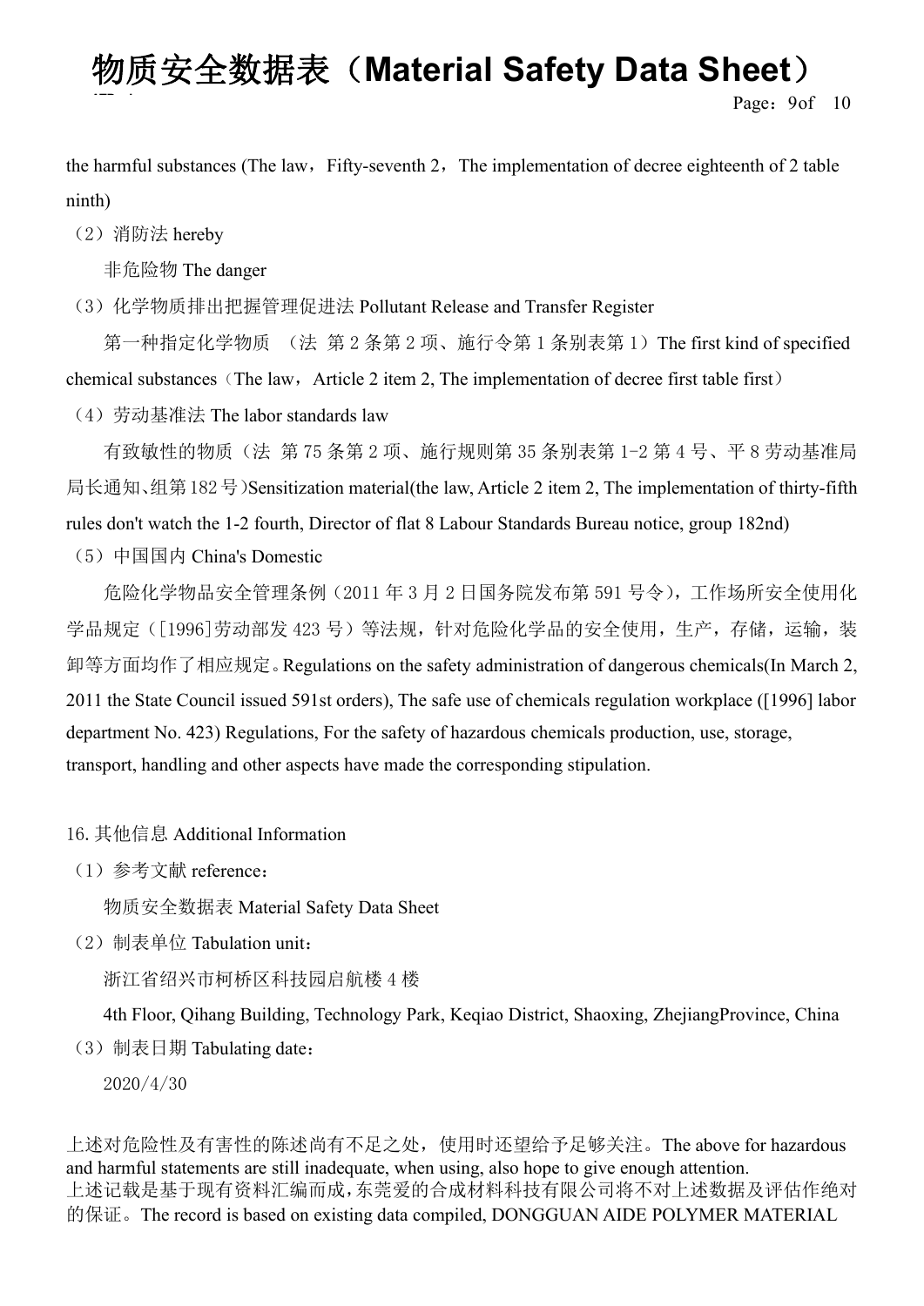the harmful substances (The law，Fifty-seventh 2，The implementation of decree eighteenth of 2 table ninth)

（2）消防法 hereby

非危险物 The danger

（3）化学物质排出把握管理促进法 Pollutant Release and Transfer Register

第一种指定化学物质 （法 第 2 条第 2 项、施行令第 1 条别表第 1）The first kind of specified chemical substances（The law，Article 2 item 2, The implementation of decree first table first）

（4）劳动基准法 The labor standards law

有致敏性的物质（法 第 75 条第 2 项、施行规则第 35 条别表第 1-2 第 4 号、平 8 劳动基准局局长通知、组第 182 号)Sensitization material(the law, Article 2 item 2, The implementation of thirty-fifth rules don't watch the 1-2 fourth, Director of flat 8 Labour Standards Bureau notice, group 182nd)

（5）中国国内 China's Domestic

危险化学物品安全管理条例（2011 年 3 月 2 日国务院发布第 591 号令），工作场所安全使用化学品规定（[1996]劳动部发 423 号）等法规，针对危险化学品的安全使用，生产，存储，运输，装卸等方面均作了相应规定。Regulations on the safety administration of dangerous chemicals(In March 2, 2011 the State Council issued 591st orders), The safe use of chemicals regulation workplace ([1996] labor department No. 423) Regulations, For the safety of hazardous chemicals production, use, storage, transport, handling and other aspects have made the corresponding stipulation.

## 16. 其他信息 Additional Information

（1）参考文献 reference：

物质安全数据表 Material Safety Data Sheet

（2）制表单位 Tabulation unit：

浙江省绍兴市柯桥区科技园启航楼 4 楼

4th Floor, Qihang Building, Technology Park, Keqiao District, Shaoxing, ZhejiangProvince, China

（3）制表日期 Tabulating date：

2020/4/30

上述对危险性及有害性的陈述尚有不足之处，使用时还望给予足够关注。The above for hazardous and harmful statements are still inadequate, when using, also hope to give enough attention.
上述记载是基于现有资料汇编而成，东莞爱的合成材料科技有限公司将不对上述数据及评估作绝对的保证。The record is based on existing data compiled, DONGGUAN AIDE POLYMER MATERIAL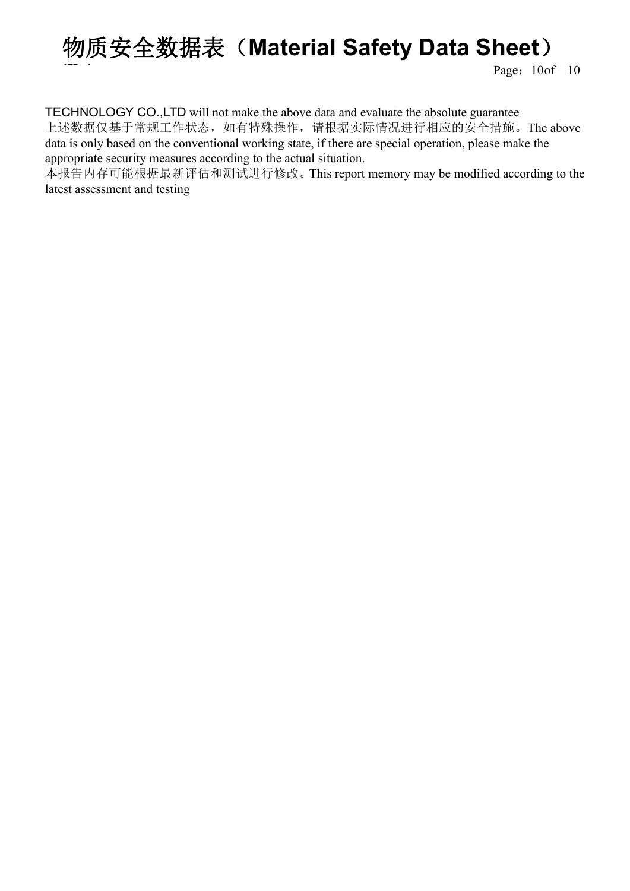TECHNOLOGY CO.,LTD will not make the above data and evaluate the absolute guarantee
上述数据仅基于常规工作状态，如有特殊操作，请根据实际情况进行相应的安全措施。The above data is only based on the conventional working state, if there are special operation, please make the appropriate security measures according to the actual situation.
本报告内存可能根据最新评估和测试进行修改。This report memory may be modified according to the latest assessment and testing